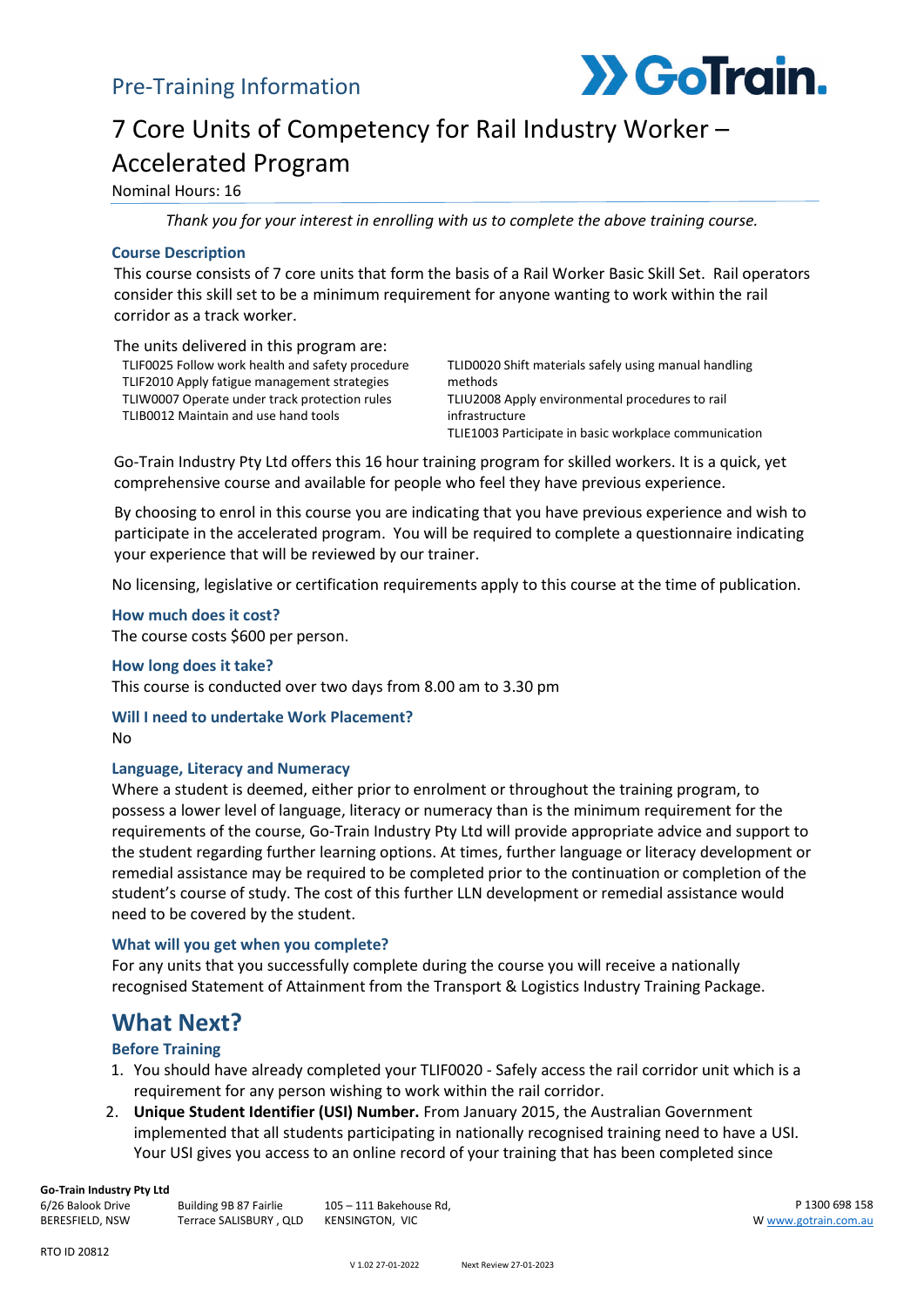Pre-Training Information

# 7 Core Units of Competency for Rail Industry Worker – Accelerated Program

Nominal Hours: 16

*Thank you for your interest in enrolling with us to complete the above training course.*

### Course Description

This course consists of 7 core units that form the basis of a Rail Worker Basic Skill Set. Rail operators consider this skill set to be a minimum requirement for anyone wanting to work within the rail corridor as a track worker.

The units delivered in this program are:

- TLIF0025 Follow work health and safety procedure
- TLIF2010 Apply fatigue management strategies
- TLIW0007 Operate under track protection rules
- TLIB0012 Maintain and use hand tools
- TLID0020 Shift materials safely using manual handling methods
- TLIU2008 Apply environmental procedures to rail infrastructure
- TLIE1003 Participate in basic workplace communication

Go-Train Industry Pty Ltd offers this 16 hour training program for skilled workers. It is a quick, yet comprehensive course and available for people who feel they have previous experience.

By choosing to enrol in this course you are indicating that you have previous experience and wish to participate in the accelerated program. You will be required to complete a questionnaire indicating your experience that will be reviewed by our trainer.

No licensing, legislative or certification requirements apply to this course at the time of publication.

### How much does it cost?

The course costs $600 per person.

### How long does it take?

This course is conducted over two days from 8.00 am to 3.30 pm

### Will I need to undertake Work Placement?

No

### Language, Literacy and Numeracy

Where a student is deemed, either prior to enrolment or throughout the training program, to possess a lower level of language, literacy or numeracy than is the minimum requirement for the requirements of the course, Go-Train Industry Pty Ltd will provide appropriate advice and support to the student regarding further learning options. At times, further language or literacy development or remedial assistance may be required to be completed prior to the continuation or completion of the student's course of study. The cost of this further LLN development or remedial assistance would need to be covered by the student.

### What will you get when you complete?

For any units that you successfully complete during the course you will receive a nationally recognised Statement of Attainment from the Transport & Logistics Industry Training Package.

## What Next?

### Before Training

1. You should have already completed your TLIF0020 - Safely access the rail corridor unit which is a requirement for any person wishing to work within the rail corridor.
2. **Unique Student Identifier (USI) Number.** From January 2015, the Australian Government implemented that all students participating in nationally recognised training need to have a USI. Your USI gives you access to an online record of your training that has been completed since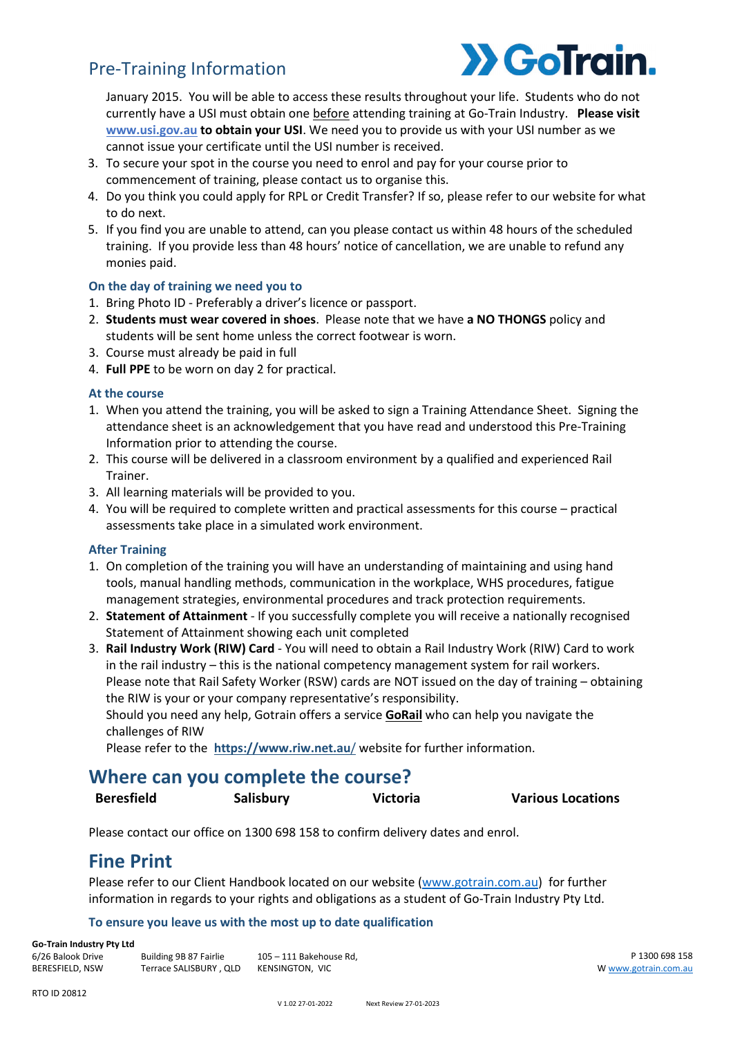January 2015. You will be able to access these results throughout your life. Students who do not currently have a USI must obtain one before attending training at Go-Train Industry. **Please visit www.usi.gov.au to obtain your USI**. We need you to provide us with your USI number as we cannot issue your certificate until the USI number is received.

3. To secure your spot in the course you need to enrol and pay for your course prior to commencement of training, please contact us to organise this.
4. Do you think you could apply for RPL or Credit Transfer? If so, please refer to our website for what to do next.
5. If you find you are unable to attend, can you please contact us within 48 hours of the scheduled training. If you provide less than 48 hours' notice of cancellation, we are unable to refund any monies paid.

### On the day of training we need you to

1. Bring Photo ID - Preferably a driver's licence or passport.
2. **Students must wear covered in shoes**. Please note that we have **a NO THONGS** policy and students will be sent home unless the correct footwear is worn.
3. Course must already be paid in full
4. **Full PPE** to be worn on day 2 for practical.

### At the course

1. When you attend the training, you will be asked to sign a Training Attendance Sheet. Signing the attendance sheet is an acknowledgement that you have read and understood this Pre-Training Information prior to attending the course.
2. This course will be delivered in a classroom environment by a qualified and experienced Rail Trainer.
3. All learning materials will be provided to you.
4. You will be required to complete written and practical assessments for this course – practical assessments take place in a simulated work environment.

### After Training

1. On completion of the training you will have an understanding of maintaining and using hand tools, manual handling methods, communication in the workplace, WHS procedures, fatigue management strategies, environmental procedures and track protection requirements.
2. **Statement of Attainment** - If you successfully complete you will receive a nationally recognised Statement of Attainment showing each unit completed
3. **Rail Industry Work (RIW) Card** - You will need to obtain a Rail Industry Work (RIW) Card to work in the rail industry – this is the national competency management system for rail workers. Please note that Rail Safety Worker (RSW) cards are NOT issued on the day of training – obtaining the RIW is your or your company representative's responsibility.
   Should you need any help, Gotrain offers a service **GoRail** who can help you navigate the challenges of RIW
   Please refer to the **https://www.riw.net.au/** website for further information.

## Where can you complete the course?

**Beresfield** **Salisbury** **Victoria** **Various Locations**

Please contact our office on 1300 698 158 to confirm delivery dates and enrol.

## Fine Print

Please refer to our Client Handbook located on our website (www.gotrain.com.au) for further information in regards to your rights and obligations as a student of Go-Train Industry Pty Ltd.

### To ensure you leave us with the most up to date qualification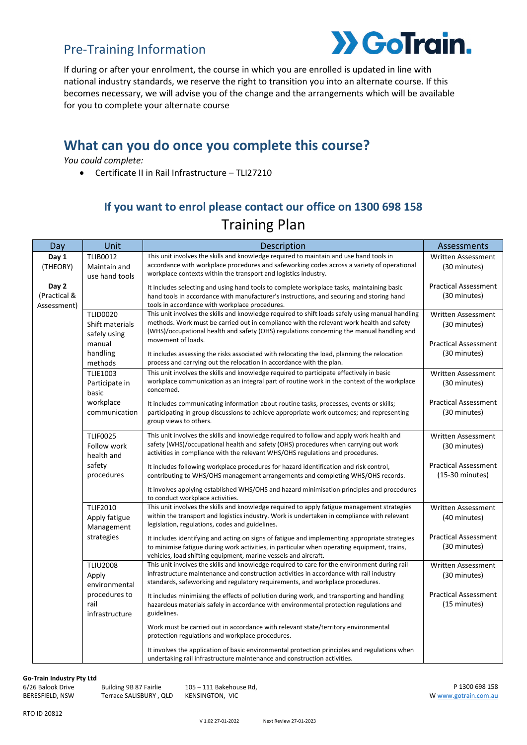## Pre-Training Information

If during or after your enrolment, the course in which you are enrolled is updated in line with national industry standards, we reserve the right to transition you into an alternate course. If this becomes necessary, we will advise you of the change and the arrangements which will be available for you to complete your alternate course

## What can you do once you complete this course?

*You could complete:*

- Certificate II in Rail Infrastructure – TLI27210

### If you want to enrol please contact our office on 1300 698 158

## Training Plan

| Day | Unit | Description | Assessments |
|---|---|---|---|
| **Day 1** (THEORY)<br><br>**Day 2** (Practical & Assessment) | TLIB0012 Maintain and use hand tools | This unit involves the skills and knowledge required to maintain and use hand tools in accordance with workplace procedures and safeworking codes across a variety of operational workplace contexts within the transport and logistics industry.<br><br>It includes selecting and using hand tools to complete workplace tasks, maintaining basic hand tools in accordance with manufacturer's instructions, and securing and storing hand tools in accordance with workplace procedures. | Written Assessment (30 minutes)<br><br>Practical Assessment (30 minutes) |
| | TLID0020 Shift materials safely using manual handling methods | This unit involves the skills and knowledge required to shift loads safely using manual handling methods. Work must be carried out in compliance with the relevant work health and safety (WHS)/occupational health and safety (OHS) regulations concerning the manual handling and movement of loads.<br><br>It includes assessing the risks associated with relocating the load, planning the relocation process and carrying out the relocation in accordance with the plan. | Written Assessment (30 minutes)<br><br>Practical Assessment (30 minutes) |
| | TLIE1003 Participate in basic workplace communication | This unit involves the skills and knowledge required to participate effectively in basic workplace communication as an integral part of routine work in the context of the workplace concerned.<br><br>It includes communicating information about routine tasks, processes, events or skills; participating in group discussions to achieve appropriate work outcomes; and representing group views to others. | Written Assessment (30 minutes)<br><br>Practical Assessment (30 minutes) |
| | TLIF0025 Follow work health and safety procedures | This unit involves the skills and knowledge required to follow and apply work health and safety (WHS)/occupational health and safety (OHS) procedures when carrying out work activities in compliance with the relevant WHS/OHS regulations and procedures.<br><br>It includes following workplace procedures for hazard identification and risk control, contributing to WHS/OHS management arrangements and completing WHS/OHS records.<br><br>It involves applying established WHS/OHS and hazard minimisation principles and procedures to conduct workplace activities. | Written Assessment (30 minutes)<br><br>Practical Assessment (15-30 minutes) |
| | TLIF2010 Apply fatigue Management strategies | This unit involves the skills and knowledge required to apply fatigue management strategies within the transport and logistics industry. Work is undertaken in compliance with relevant legislation, regulations, codes and guidelines.<br><br>It includes identifying and acting on signs of fatigue and implementing appropriate strategies to minimise fatigue during work activities, in particular when operating equipment, trains, vehicles, load shifting equipment, marine vessels and aircraft. | Written Assessment (40 minutes)<br><br>Practical Assessment (30 minutes) |
| | TLIU2008 Apply environmental procedures to rail infrastructure | This unit involves the skills and knowledge required to care for the environment during rail infrastructure maintenance and construction activities in accordance with rail industry standards, safeworking and regulatory requirements, and workplace procedures.<br><br>It includes minimising the effects of pollution during work, and transporting and handling hazardous materials safely in accordance with environmental protection regulations and guidelines.<br><br>Work must be carried out in accordance with relevant state/territory environmental protection regulations and workplace procedures.<br><br>It involves the application of basic environmental protection principles and regulations when undertaking rail infrastructure maintenance and construction activities. | Written Assessment (30 minutes)<br><br>Practical Assessment (15 minutes) |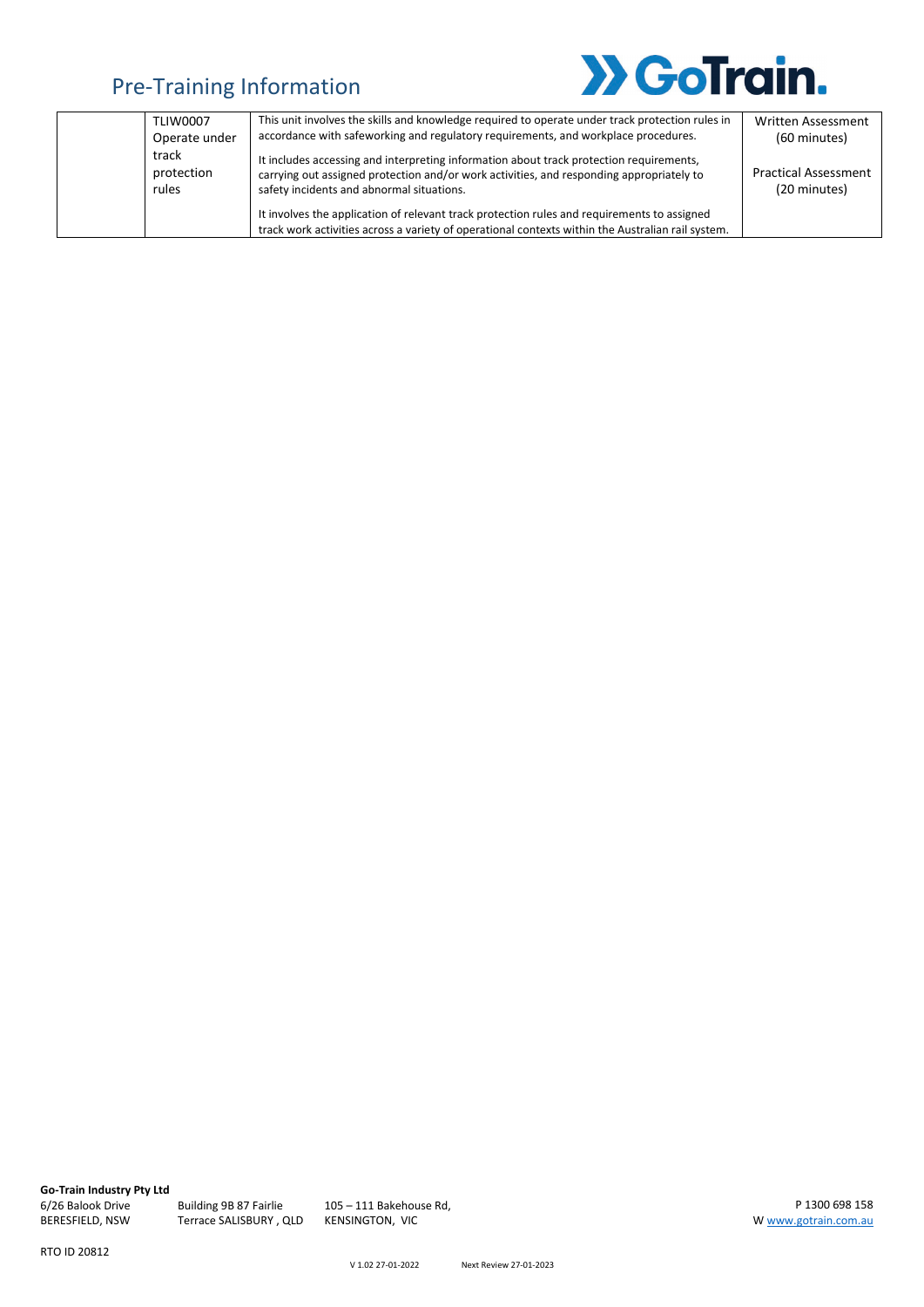| | | | |
|---|---|---|---|
| | TLIW0007 Operate under track protection rules | This unit involves the skills and knowledge required to operate under track protection rules in accordance with safeworking and regulatory requirements, and workplace procedures.<br><br>It includes accessing and interpreting information about track protection requirements, carrying out assigned protection and/or work activities, and responding appropriately to safety incidents and abnormal situations.<br><br>It involves the application of relevant track protection rules and requirements to assigned track work activities across a variety of operational contexts within the Australian rail system. | Written Assessment (60 minutes)<br><br>Practical Assessment (20 minutes) |